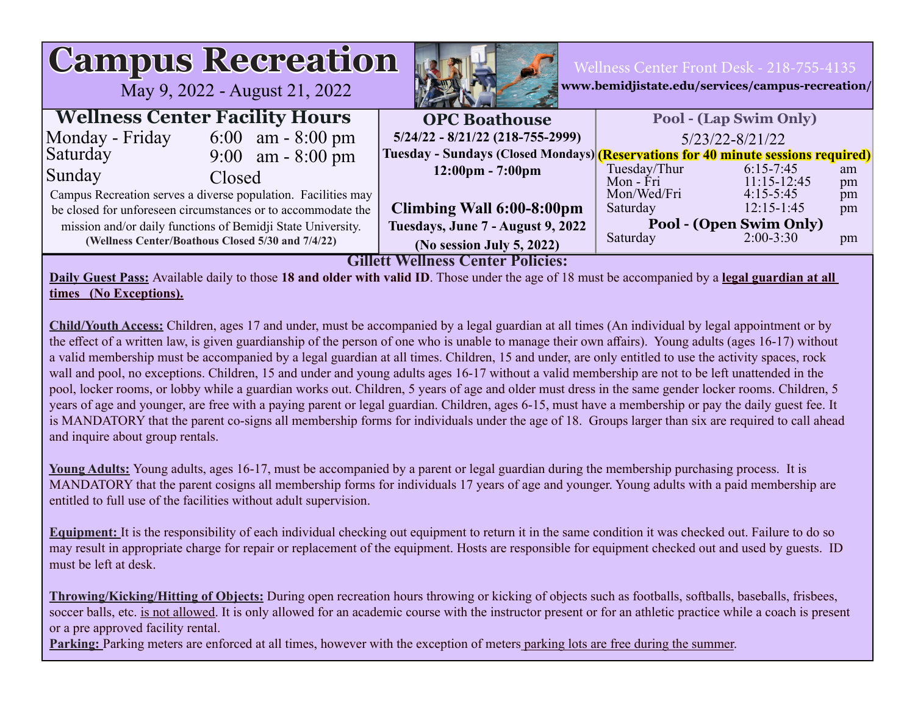# Campus Recreation

May 9, 2022 - August 21, 2022

Wellness Center Front Desk - 218-755-4135

**www.bemidjistate.edu/services/campus-recreation/**

## Wellness Center Facility Hours

| | |
|---|---|
| Monday - Friday | 6:00 am - 8:00 pm |
| Saturday | 9:00 am - 8:00 pm |
| Sunday | Closed |

Campus Recreation serves a diverse population. Facilities may be closed for unforeseen circumstances or to accommodate the mission and/or daily functions of Bemidji State University.

**(Wellness Center/Boathous Closed 5/30 and 7/4/22)**

## OPC Boathouse

**5/24/22 - 8/21/22 (218-755-2999)**

**Tuesday - Sundays (Closed Mondays)**

**12:00pm - 7:00pm**

**Climbing Wall 6:00-8:00pm**

**Tuesdays, June 7 - August 9, 2022**

**(No session July 5, 2022)**

## Pool - (Lap Swim Only)

5/23/22-8/21/22

**(Reservations for 40 minute sessions required)**

| | | |
|---|---|---|
| Tuesday/Thur | 6:15-7:45 | am |
| Mon - Fri | 11:15-12:45 | pm |
| Mon/Wed/Fri | 4:15-5:45 | pm |
| Saturday | 12:15-1:45 | pm |

## Pool - (Open Swim Only)

| | | |
|---|---|---|
| Saturday | 2:00-3:30 | pm |

## Gillett Wellness Center Policies:

**Daily Guest Pass:** Available daily to those **18 and older with valid ID**. Those under the age of 18 must be accompanied by a **legal guardian at all times (No Exceptions).**

**Child/Youth Access:** Children, ages 17 and under, must be accompanied by a legal guardian at all times (An individual by legal appointment or by the effect of a written law, is given guardianship of the person of one who is unable to manage their own affairs). Young adults (ages 16-17) without a valid membership must be accompanied by a legal guardian at all times. Children, 15 and under, are only entitled to use the activity spaces, rock wall and pool, no exceptions. Children, 15 and under and young adults ages 16-17 without a valid membership are not to be left unattended in the pool, locker rooms, or lobby while a guardian works out. Children, 5 years of age and older must dress in the same gender locker rooms. Children, 5 years of age and younger, are free with a paying parent or legal guardian. Children, ages 6-15, must have a membership or pay the daily guest fee. It is MANDATORY that the parent co-signs all membership forms for individuals under the age of 18. Groups larger than six are required to call ahead and inquire about group rentals.

**Young Adults:** Young adults, ages 16-17, must be accompanied by a parent or legal guardian during the membership purchasing process. It is MANDATORY that the parent cosigns all membership forms for individuals 17 years of age and younger. Young adults with a paid membership are entitled to full use of the facilities without adult supervision.

**Equipment:** It is the responsibility of each individual checking out equipment to return it in the same condition it was checked out. Failure to do so may result in appropriate charge for repair or replacement of the equipment. Hosts are responsible for equipment checked out and used by guests. ID must be left at desk.

**Throwing/Kicking/Hitting of Objects:** During open recreation hours throwing or kicking of objects such as footballs, softballs, baseballs, frisbees, soccer balls, etc. is not allowed. It is only allowed for an academic course with the instructor present or for an athletic practice while a coach is present or a pre approved facility rental.

**Parking:** Parking meters are enforced at all times, however with the exception of meters parking lots are free during the summer.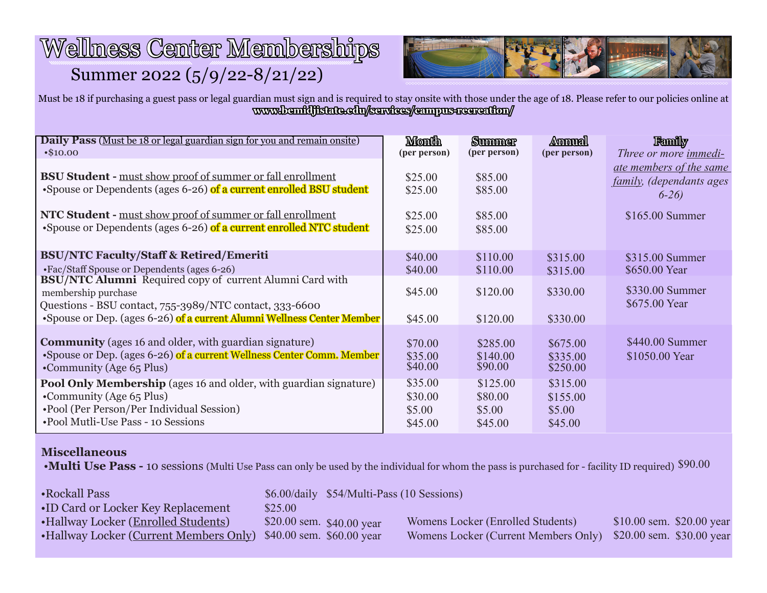# Wellness Center Memberships

## Summer 2022 (5/9/22-8/21/22)

Must be 18 if purchasing a guest pass or legal guardian must sign and is required to stay onsite with those under the age of 18. Please refer to our policies online at **www.bemidjistate.edu/services/campus-recreation/**

| | Month (per person) | Summer (per person) | Annual (per person) | Family *Three or more immediate members of the same family, (dependants ages 6-26)* |
|---|---|---|---|---|
| **Daily Pass** (Must be 18 or legal guardian sign for you and remain onsite) •$10.00 | | | | |
| **BSU Student -** must show proof of summer or fall enrollment | $25.00 | $85.00 | | |
| •Spouse or Dependents (ages 6-26) of a current enrolled BSU student | $25.00 | $85.00 | | |
| **NTC Student -** must show proof of summer or fall enrollment | $25.00 | $85.00 | | $165.00 Summer |
| •Spouse or Dependents (ages 6-26) of a current enrolled NTC student | $25.00 | $85.00 | | |
| **BSU/NTC Faculty/Staff & Retired/Emeriti** | $40.00 | $110.00 | $315.00 | $315.00 Summer |
| •Fac/Staff Spouse or Dependents (ages 6-26) | $40.00 | $110.00 | $315.00 | $650.00 Year |
| **BSU/NTC Alumni** Required copy of current Alumni Card with membership purchase Questions - BSU contact, 755-3989/NTC contact, 333-6600 | $45.00 | $120.00 | $330.00 | $330.00 Summer $675.00 Year |
| •Spouse or Dep. (ages 6-26) of a current Alumni Wellness Center Member | $45.00 | $120.00 | $330.00 | |
| **Community** (ages 16 and older, with guardian signature) | $70.00 | $285.00 | $675.00 | $440.00 Summer |
| •Spouse or Dep. (ages 6-26) of a current Wellness Center Comm. Member | $35.00 | $140.00 | $335.00 | $1050.00 Year |
| •Community (Age 65 Plus) | $40.00 | $90.00 | $250.00 | |
| **Pool Only Membership** (ages 16 and older, with guardian signature) | $35.00 | $125.00 | $315.00 | |
| •Community (Age 65 Plus) | $30.00 | $80.00 | $155.00 | |
| •Pool (Per Person/Per Individual Session) | $5.00 | $5.00 | $5.00 | |
| •Pool Mutli-Use Pass - 10 Sessions | $45.00 | $45.00 | $45.00 | |

### Miscellaneous

•**Multi Use Pass -** 10 sessions (Multi Use Pass can only be used by the individual for whom the pass is purchased for - facility ID required) $90.00

| | | | | | |
|---|---|---|---|---|---|
| •Rockall Pass | $6.00/daily | $54/Multi-Pass (10 Sessions) | | | |
| •ID Card or Locker Key Replacement | $25.00 | | | | |
| •Hallway Locker (Enrolled Students) | $20.00 sem. | $40.00 year | Womens Locker (Enrolled Students) | $10.00 sem. | $20.00 year |
| •Hallway Locker (Current Members Only) | $40.00 sem. | $60.00 year | Womens Locker (Current Members Only) | $20.00 sem. | $30.00 year |